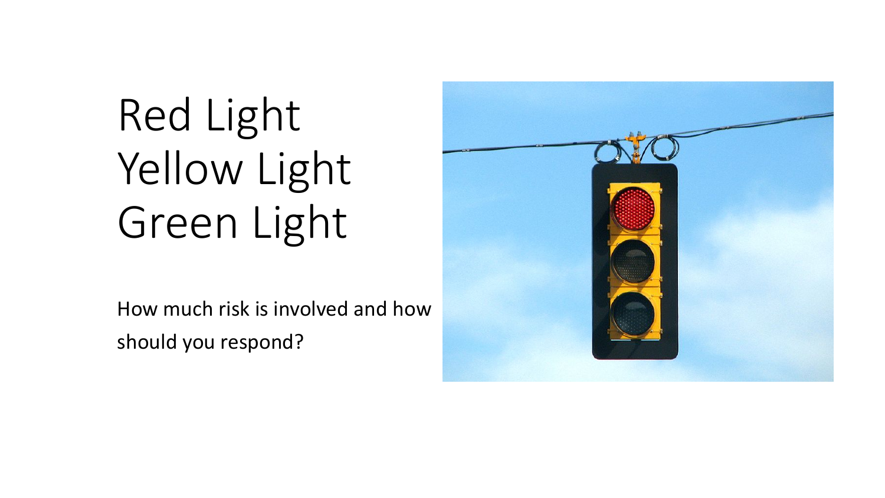# Red Light
# Yellow Light
# Green Light

How much risk is involved and how should you respond?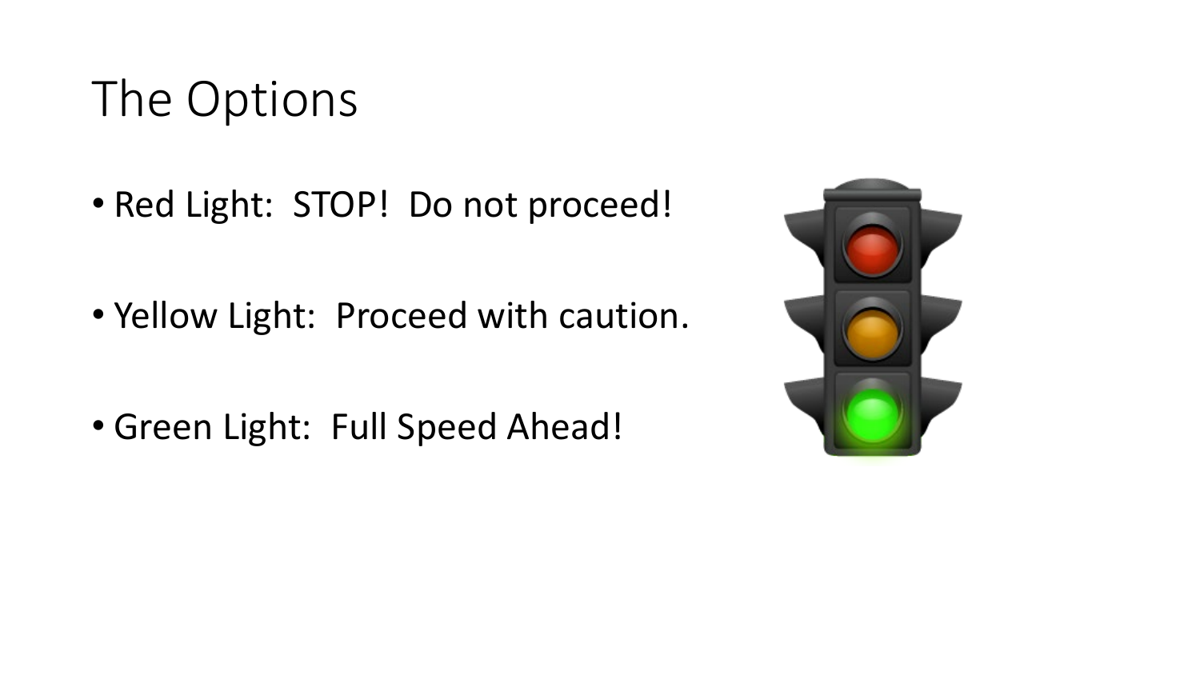# The Options

- Red Light:  STOP!  Do not proceed!
- Yellow Light:  Proceed with caution.
- Green Light:  Full Speed Ahead!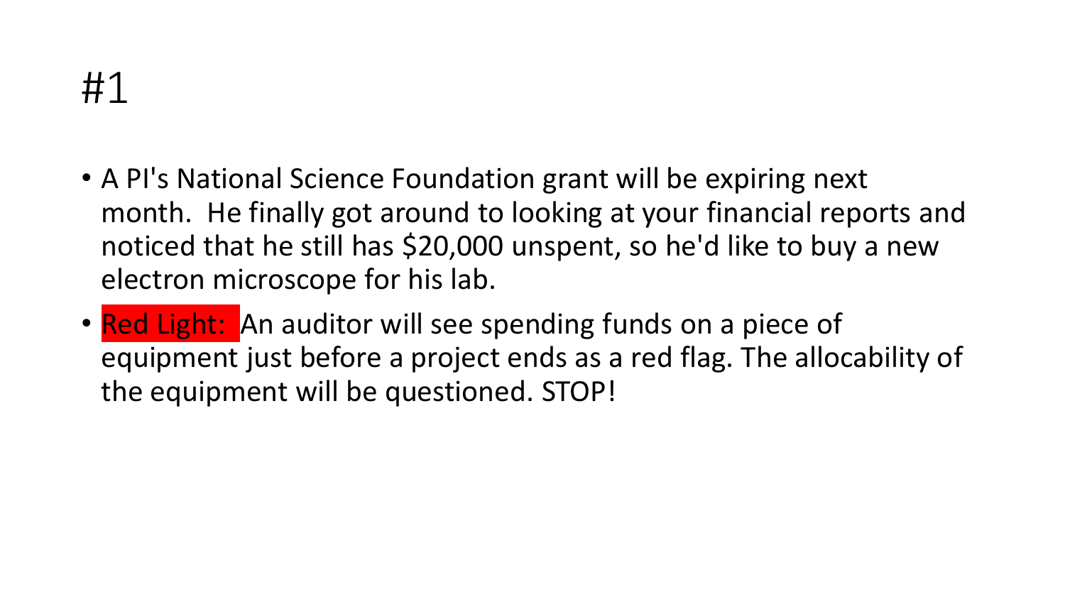# #1

- A PI's National Science Foundation grant will be expiring next month. He finally got around to looking at your financial reports and noticed that he still has $20,000 unspent, so he'd like to buy a new electron microscope for his lab.
- Red Light: An auditor will see spending funds on a piece of equipment just before a project ends as a red flag. The allocability of the equipment will be questioned. STOP!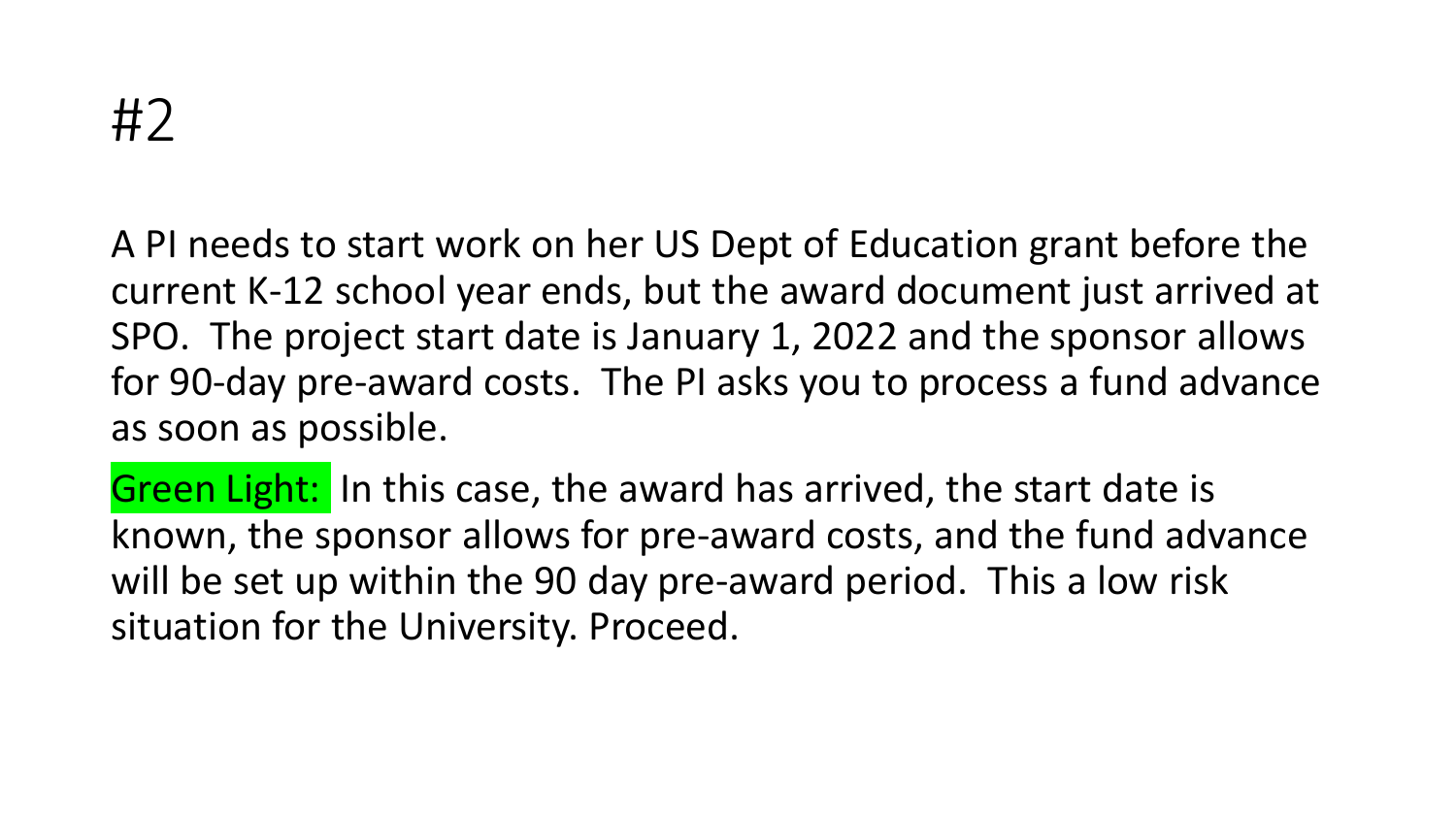# #2

A PI needs to start work on her US Dept of Education grant before the current K-12 school year ends, but the award document just arrived at SPO. The project start date is January 1, 2022 and the sponsor allows for 90-day pre-award costs. The PI asks you to process a fund advance as soon as possible.

Green Light: In this case, the award has arrived, the start date is known, the sponsor allows for pre-award costs, and the fund advance will be set up within the 90 day pre-award period. This a low risk situation for the University. Proceed.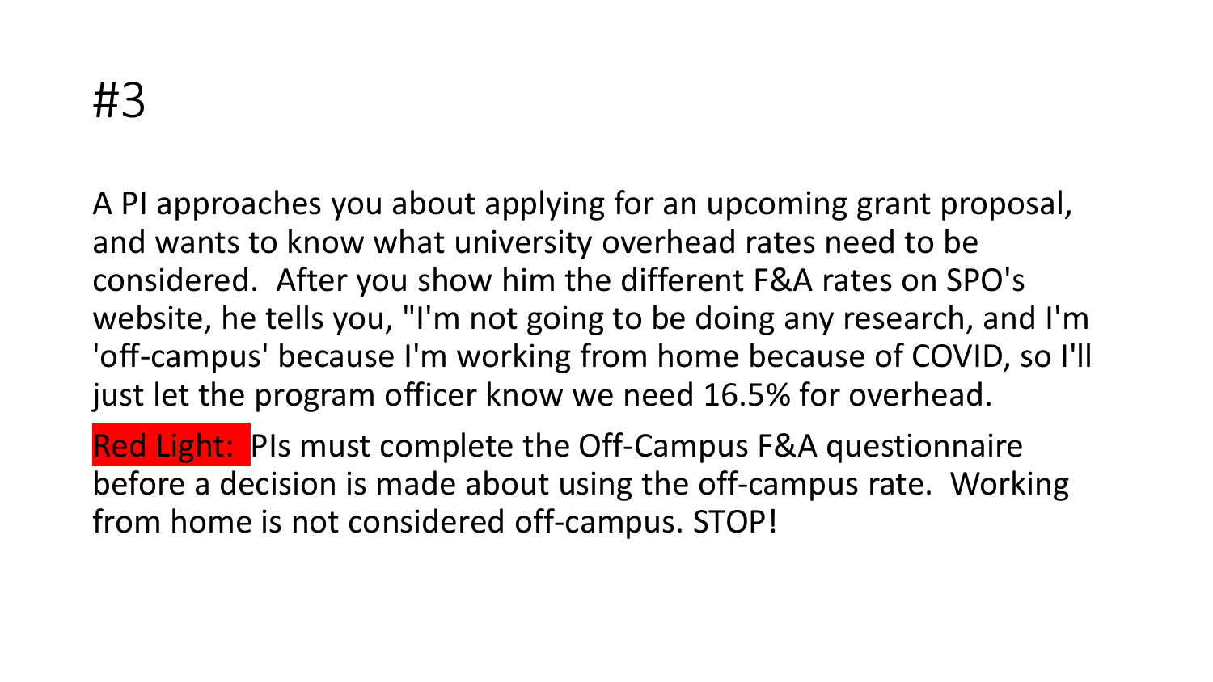# #3

A PI approaches you about applying for an upcoming grant proposal, and wants to know what university overhead rates need to be considered. After you show him the different F&A rates on SPO's website, he tells you, "I'm not going to be doing any research, and I'm 'off-campus' because I'm working from home because of COVID, so I'll just let the program officer know we need 16.5% for overhead.

Red Light: PIs must complete the Off-Campus F&A questionnaire before a decision is made about using the off-campus rate. Working from home is not considered off-campus. STOP!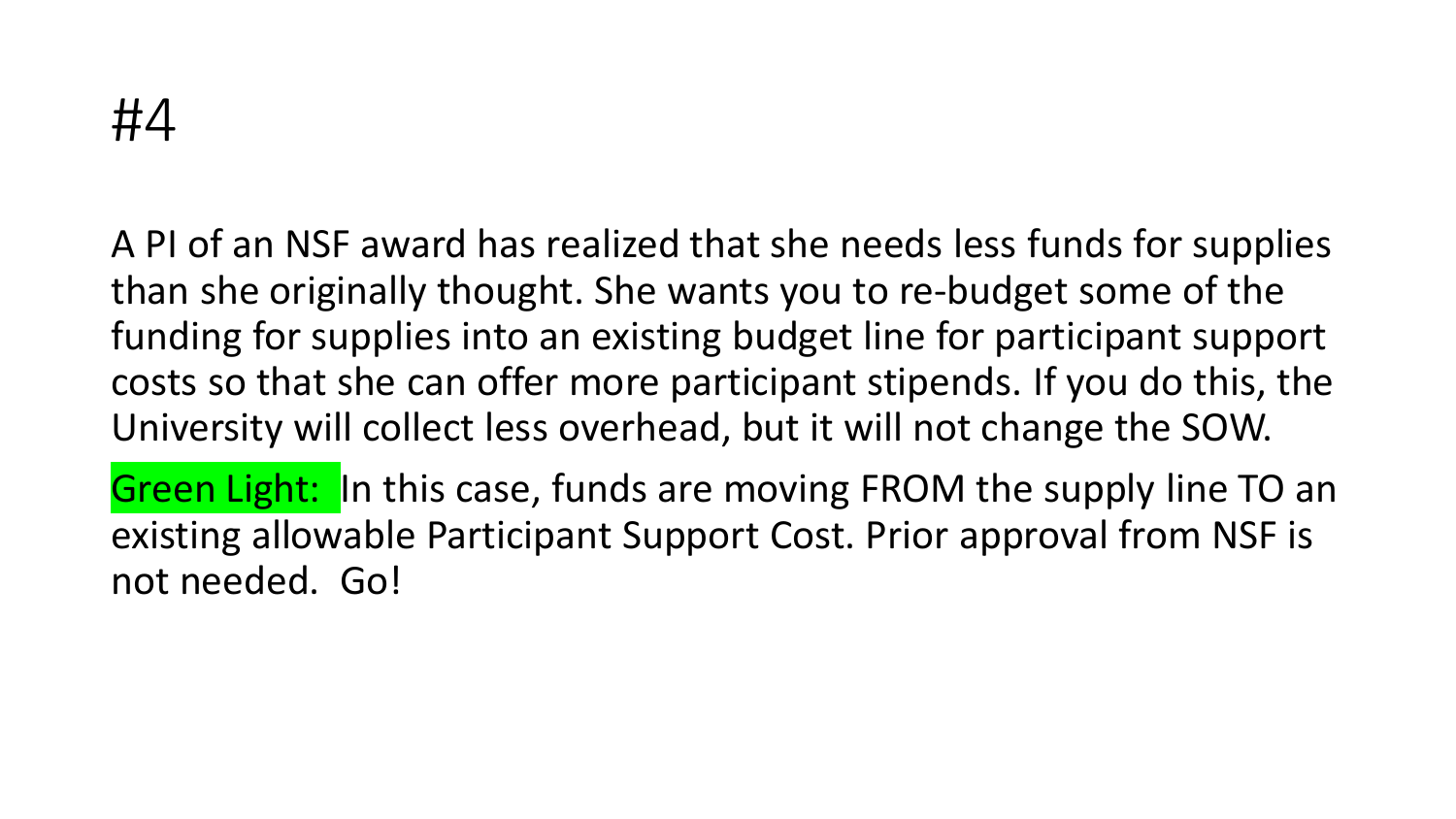# #4

A PI of an NSF award has realized that she needs less funds for supplies than she originally thought. She wants you to re-budget some of the funding for supplies into an existing budget line for participant support costs so that she can offer more participant stipends. If you do this, the University will collect less overhead, but it will not change the SOW.

Green Light: In this case, funds are moving FROM the supply line TO an existing allowable Participant Support Cost. Prior approval from NSF is not needed. Go!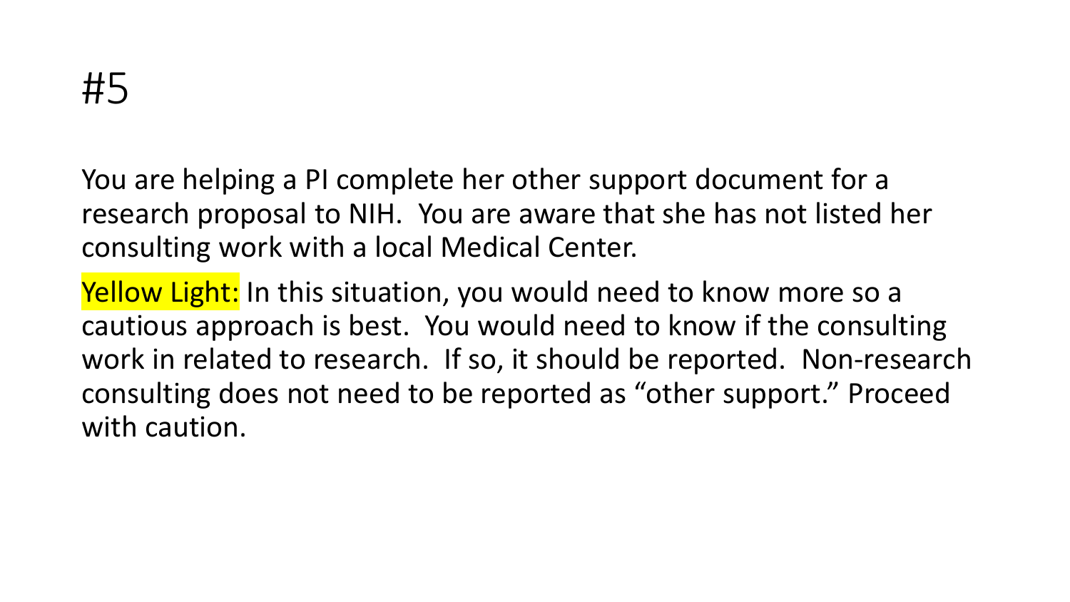# #5

You are helping a PI complete her other support document for a research proposal to NIH. You are aware that she has not listed her consulting work with a local Medical Center.

Yellow Light: In this situation, you would need to know more so a cautious approach is best. You would need to know if the consulting work in related to research. If so, it should be reported. Non-research consulting does not need to be reported as "other support." Proceed with caution.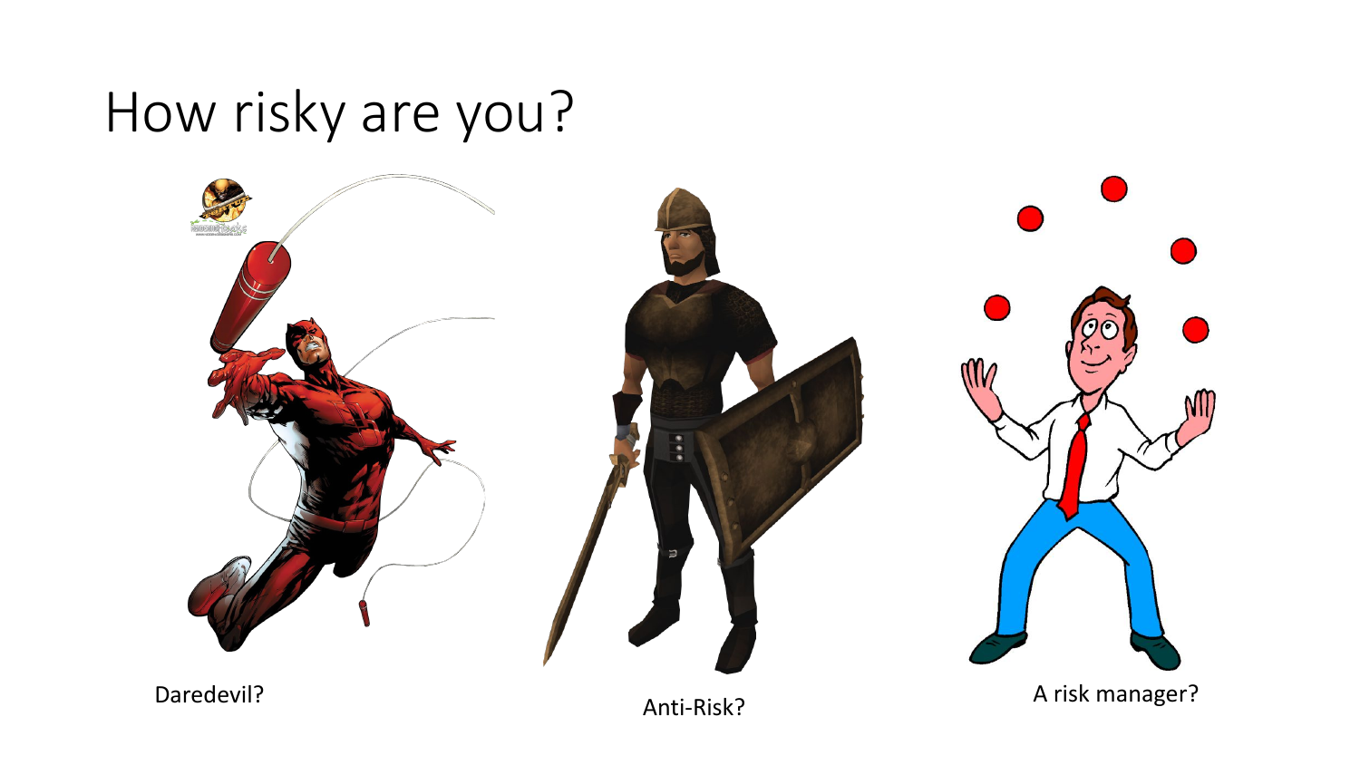# How risky are you?

Daredevil?

Anti-Risk?

A risk manager?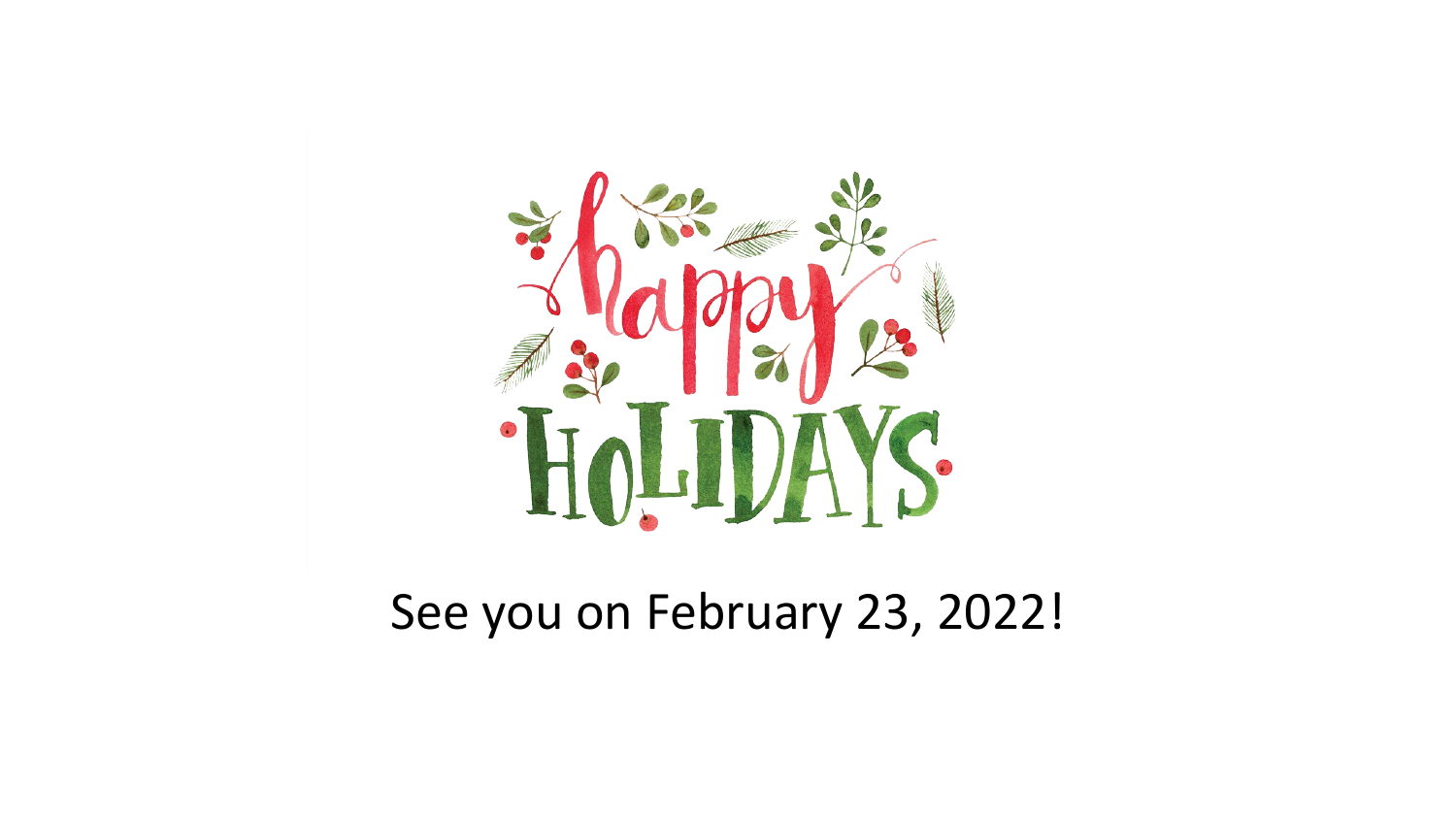happy

HOLIDAYS

See you on February 23, 2022!